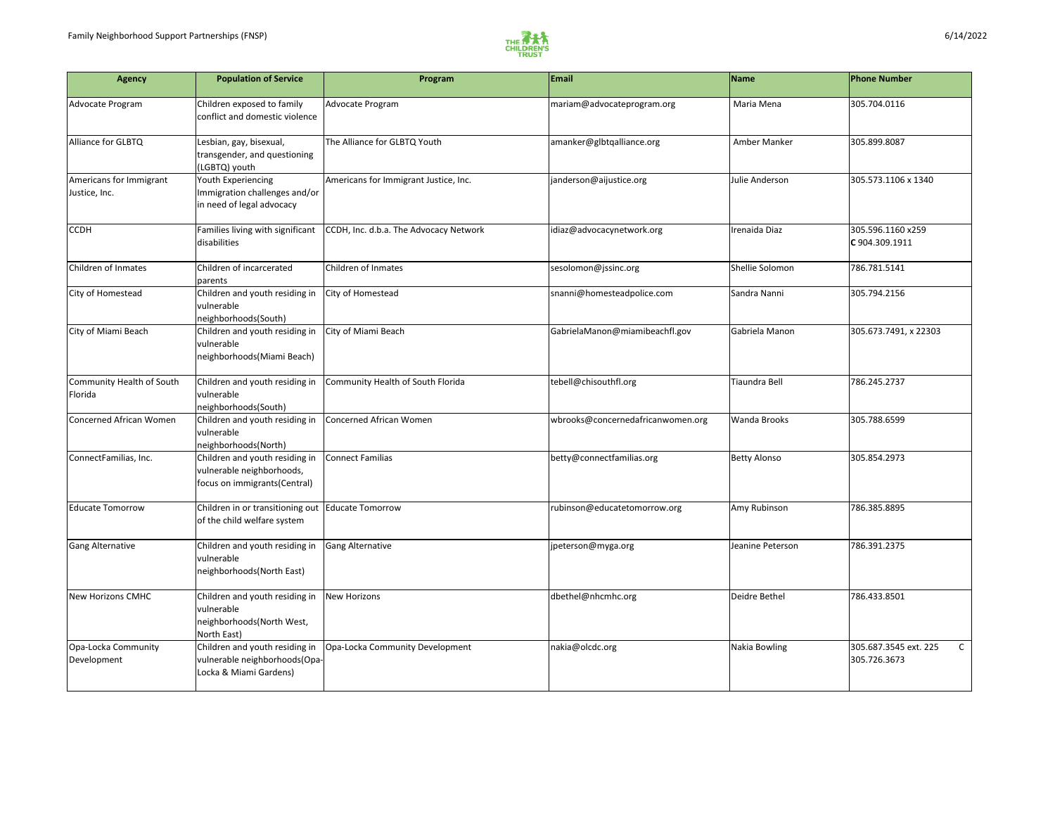| Agency | Population of Service | Program | Email | Name | Phone Number |
| --- | --- | --- | --- | --- | --- |
| Advocate Program | Children exposed to family conflict and domestic violence | Advocate Program | mariam@advocateprogram.org | Maria Mena | 305.704.0116 |
| Alliance for GLBTQ | Lesbian, gay, bisexual, transgender, and questioning (LGBTQ) youth | The Alliance for GLBTQ Youth | amanker@glbtqalliance.org | Amber Manker | 305.899.8087 |
| Americans for Immigrant Justice, Inc. | Youth Experiencing Immigration challenges and/or in need of legal advocacy | Americans for Immigrant Justice, Inc. | janderson@aijustice.org | Julie Anderson | 305.573.1106 x 1340 |
| CCDH | Families living with significant disabilities | CCDH, Inc. d.b.a. The Advocacy Network | idiaz@advocacynetwork.org | Irenaida Diaz | 305.596.1160 x259 **C** 904.309.1911 |
| Children of Inmates | Children of incarcerated parents | Children of Inmates | sesolomon@jssinc.org | Shellie Solomon | 786.781.5141 |
| City of Homestead | Children and youth residing in vulnerable neighborhoods(South) | City of Homestead | snanni@homesteadpolice.com | Sandra Nanni | 305.794.2156 |
| City of Miami Beach | Children and youth residing in vulnerable neighborhoods(Miami Beach) | City of Miami Beach | GabrielaManon@miamibeachfl.gov | Gabriela Manon | 305.673.7491, x 22303 |
| Community Health of South Florida | Children and youth residing in vulnerable neighborhoods(South) | Community Health of South Florida | tebell@chisouthfl.org | Tiaundra Bell | 786.245.2737 |
| Concerned African Women | Children and youth residing in vulnerable neighborhoods(North) | Concerned African Women | wbrooks@concernedafricanwomen.org | Wanda Brooks | 305.788.6599 |
| ConnectFamilias, Inc. | Children and youth residing in vulnerable neighborhoods, focus on immigrants(Central) | Connect Familias | betty@connectfamilias.org | Betty Alonso | 305.854.2973 |
| Educate Tomorrow | Children in or transitioning out of the child welfare system | Educate Tomorrow | rubinson@educatetomorrow.org | Amy Rubinson | 786.385.8895 |
| Gang Alternative | Children and youth residing in vulnerable neighborhoods(North East) | Gang Alternative | jpeterson@myga.org | Jeanine Peterson | 786.391.2375 |
| New Horizons CMHC | Children and youth residing in vulnerable neighborhoods(North West, North East) | New Horizons | dbethel@nhcmhc.org | Deidre Bethel | 786.433.8501 |
| Opa-Locka Community Development | Children and youth residing in vulnerable neighborhoods(Opa-Locka & Miami Gardens) | Opa-Locka Community Development | nakia@olcdc.org | Nakia Bowling | 305.687.3545 ext. 225 C 305.726.3673 |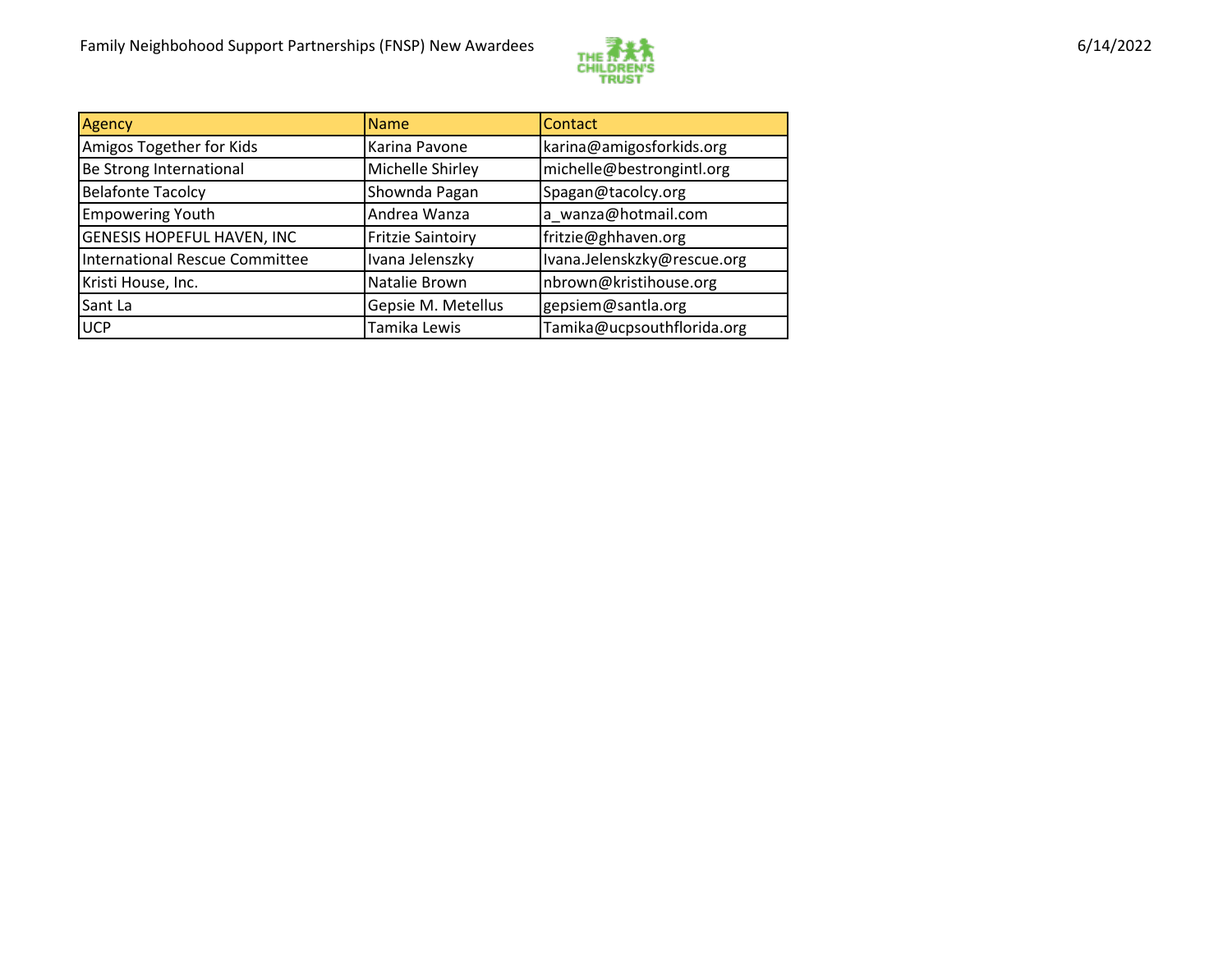Family Neighbohood Support Partnerships (FNSP) New Awardees

THE CHILDREN'S TRUST

6/14/2022

| Agency | Name | Contact |
| --- | --- | --- |
| Amigos Together for Kids | Karina Pavone | karina@amigosforkids.org |
| Be Strong International | Michelle Shirley | michelle@bestrongintl.org |
| Belafonte Tacolcy | Shownda Pagan | Spagan@tacolcy.org |
| Empowering Youth | Andrea Wanza | a_wanza@hotmail.com |
| GENESIS HOPEFUL HAVEN, INC | Fritzie Saintoiry | fritzie@ghhaven.org |
| International Rescue Committee | Ivana Jelenszky | Ivana.Jelenskzky@rescue.org |
| Kristi House, Inc. | Natalie Brown | nbrown@kristihouse.org |
| Sant La | Gepsie M. Metellus | gepsiem@santla.org |
| UCP | Tamika Lewis | Tamika@ucpsouthflorida.org |